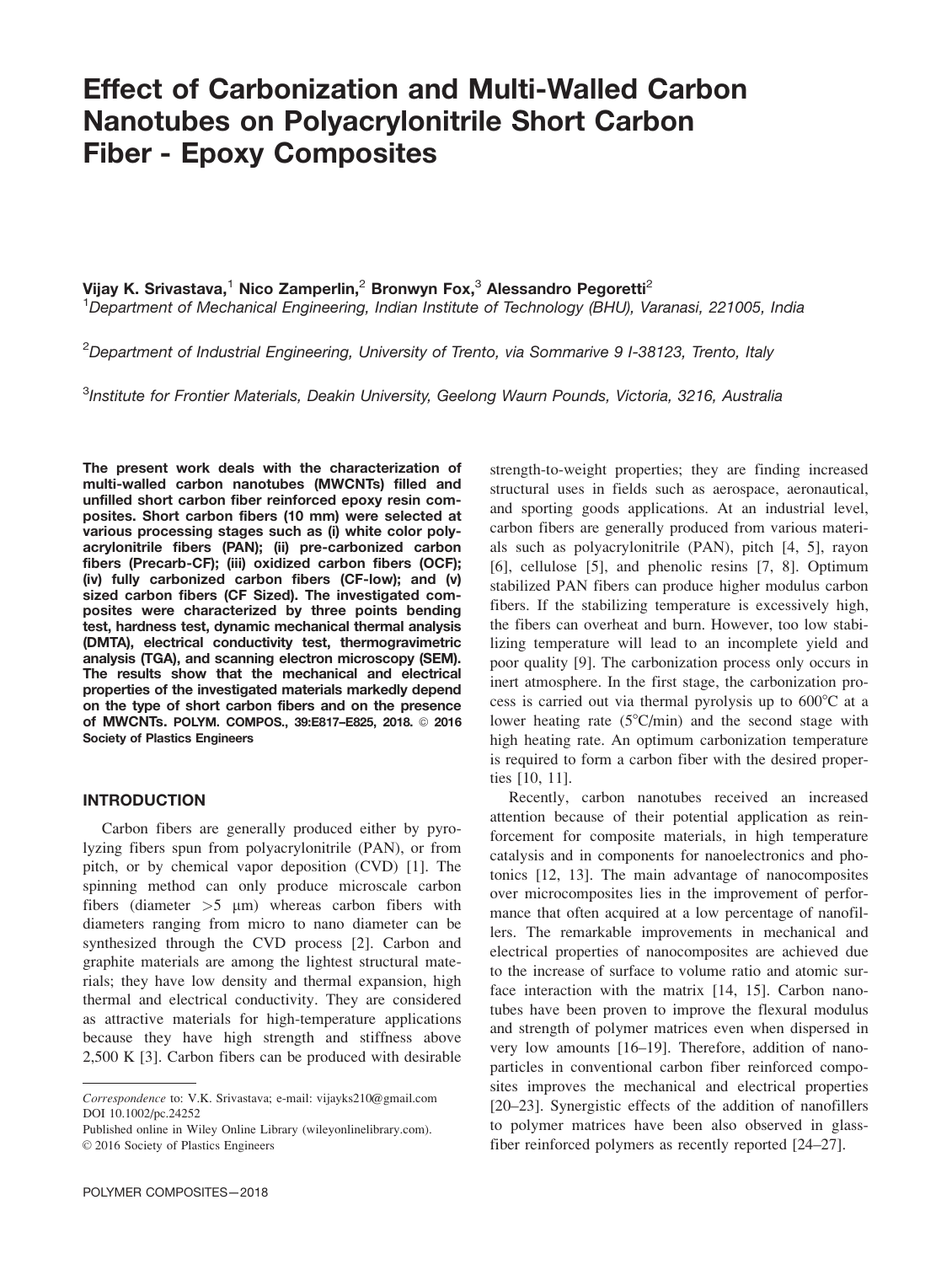# Effect of Carbonization and Multi-Walled Carbon Nanotubes on Polyacrylonitrile Short Carbon Fiber - Epoxy Composites

**Vijay K. Srivastava,[1] Nico Zamperlin,[2] Bronwyn Fox,[3] Alessandro Pegoretti[2]**

[1] *Department of Mechanical Engineering, Indian Institute of Technology (BHU), Varanasi, 221005, India*

[2] *Department of Industrial Engineering, University of Trento, via Sommarive 9 I-38123, Trento, Italy*

[3] *Institute for Frontier Materials, Deakin University, Geelong Waurn Pounds, Victoria, 3216, Australia*

**The present work deals with the characterization of multi-walled carbon nanotubes (MWCNTs) filled and unfilled short carbon fiber reinforced epoxy resin composites. Short carbon fibers (10 mm) were selected at various processing stages such as (i) white color polyacrylonitrile fibers (PAN); (ii) pre-carbonized carbon fibers (Precarb-CF); (iii) oxidized carbon fibers (OCF); (iv) fully carbonized carbon fibers (CF-low); and (v) sized carbon fibers (CF Sized). The investigated composites were characterized by three points bending test, hardness test, dynamic mechanical thermal analysis (DMTA), electrical conductivity test, thermogravimetric analysis (TGA), and scanning electron microscopy (SEM). The results show that the mechanical and electrical properties of the investigated materials markedly depend on the type of short carbon fibers and on the presence of MWCNTs.** POLYM. COMPOS., 39:E817–E825, 2018. © 2016 Society of Plastics Engineers

## INTRODUCTION

Carbon fibers are generally produced either by pyrolyzing fibers spun from polyacrylonitrile (PAN), or from pitch, or by chemical vapor deposition (CVD) [1]. The spinning method can only produce microscale carbon fibers (diameter >5 μm) whereas carbon fibers with diameters ranging from micro to nano diameter can be synthesized through the CVD process [2]. Carbon and graphite materials are among the lightest structural materials; they have low density and thermal expansion, high thermal and electrical conductivity. They are considered as attractive materials for high-temperature applications because they have high strength and stiffness above 2,500 K [3]. Carbon fibers can be produced with desirable strength-to-weight properties; they are finding increased structural uses in fields such as aerospace, aeronautical, and sporting goods applications. At an industrial level, carbon fibers are generally produced from various materials such as polyacrylonitrile (PAN), pitch [4, 5], rayon [6], cellulose [5], and phenolic resins [7, 8]. Optimum stabilized PAN fibers can produce higher modulus carbon fibers. If the stabilizing temperature is excessively high, the fibers can overheat and burn. However, too low stabilizing temperature will lead to an incomplete yield and poor quality [9]. The carbonization process only occurs in inert atmosphere. In the first stage, the carbonization process is carried out via thermal pyrolysis up to 600°C at a lower heating rate (5°C/min) and the second stage with high heating rate. An optimum carbonization temperature is required to form a carbon fiber with the desired properties [10, 11].

Recently, carbon nanotubes received an increased attention because of their potential application as reinforcement for composite materials, in high temperature catalysis and in components for nanoelectronics and photonics [12, 13]. The main advantage of nanocomposites over microcomposites lies in the improvement of performance that often acquired at a low percentage of nanofillers. The remarkable improvements in mechanical and electrical properties of nanocomposites are achieved due to the increase of surface to volume ratio and atomic surface interaction with the matrix [14, 15]. Carbon nanotubes have been proven to improve the flexural modulus and strength of polymer matrices even when dispersed in very low amounts [16–19]. Therefore, addition of nanoparticles in conventional carbon fiber reinforced composites improves the mechanical and electrical properties [20–23]. Synergistic effects of the addition of nanofillers to polymer matrices have been also observed in glass-fiber reinforced polymers as recently reported [24–27].

*Correspondence* to: V.K. Srivastava; e-mail: vijayks210@gmail.com
DOI 10.1002/pc.24252
Published online in Wiley Online Library (wileyonlinelibrary.com).
© 2016 Society of Plastics Engineers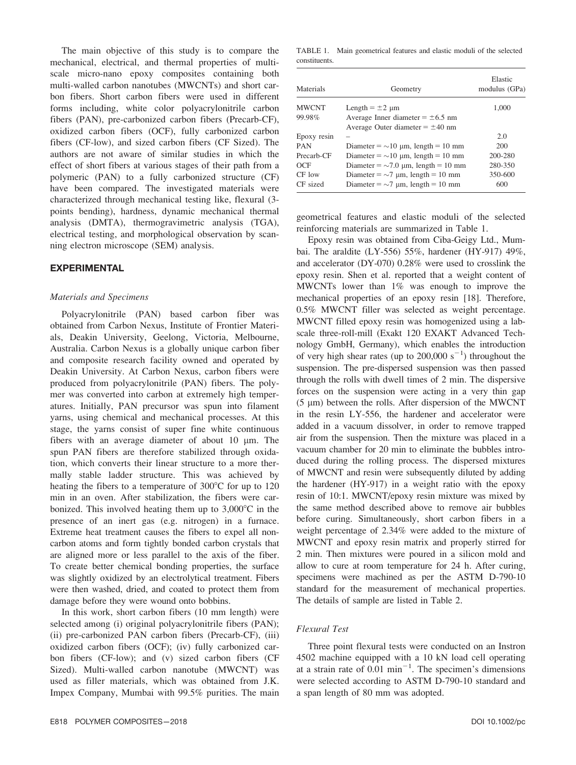The main objective of this study is to compare the mechanical, electrical, and thermal properties of multi-scale micro-nano epoxy composites containing both multi-walled carbon nanotubes (MWCNTs) and short carbon fibers. Short carbon fibers were used in different forms including, white color polyacrylonitrile carbon fibers (PAN), pre-carbonized carbon fibers (Precarb-CF), oxidized carbon fibers (OCF), fully carbonized carbon fibers (CF-low), and sized carbon fibers (CF Sized). The authors are not aware of similar studies in which the effect of short fibers at various stages of their path from a polymeric (PAN) to a fully carbonized structure (CF) have been compared. The investigated materials were characterized through mechanical testing like, flexural (3-points bending), hardness, dynamic mechanical thermal analysis (DMTA), thermogravimetric analysis (TGA), electrical testing, and morphological observation by scanning electron microscope (SEM) analysis.

## EXPERIMENTAL

### *Materials and Specimens*

Polyacrylonitrile (PAN) based carbon fiber was obtained from Carbon Nexus, Institute of Frontier Materials, Deakin University, Geelong, Victoria, Melbourne, Australia. Carbon Nexus is a globally unique carbon fiber and composite research facility owned and operated by Deakin University. At Carbon Nexus, carbon fibers were produced from polyacrylonitrile (PAN) fibers. The polymer was converted into carbon at extremely high temperatures. Initially, PAN precursor was spun into filament yarns, using chemical and mechanical processes. At this stage, the yarns consist of super fine white continuous fibers with an average diameter of about 10 μm. The spun PAN fibers are therefore stabilized through oxidation, which converts their linear structure to a more thermally stable ladder structure. This was achieved by heating the fibers to a temperature of 300°C for up to 120 min in an oven. After stabilization, the fibers were carbonized. This involved heating them up to 3,000°C in the presence of an inert gas (e.g. nitrogen) in a furnace. Extreme heat treatment causes the fibers to expel all non-carbon atoms and form tightly bonded carbon crystals that are aligned more or less parallel to the axis of the fiber. To create better chemical bonding properties, the surface was slightly oxidized by an electrolytical treatment. Fibers were then washed, dried, and coated to protect them from damage before they were wound onto bobbins.

In this work, short carbon fibers (10 mm length) were selected among (i) original polyacrylonitrile fibers (PAN); (ii) pre-carbonized PAN carbon fibers (Precarb-CF), (iii) oxidized carbon fibers (OCF); (iv) fully carbonized carbon fibers (CF-low); and (v) sized carbon fibers (CF Sized). Multi-walled carbon nanotube (MWCNT) was used as filler materials, which was obtained from J.K. Impex Company, Mumbai with 99.5% purities. The main geometrical features and elastic moduli of the selected reinforcing materials are summarized in Table 1.

TABLE 1. Main geometrical features and elastic moduli of the selected constituents.

| Materials | Geometry | Elastic modulus (GPa) |
|---|---|---|
| MWCNT 99.98% | Length = ±2 μm<br>Average Inner diameter = ±6.5 nm<br>Average Outer diameter = ±40 nm | 1,000 |
| Epoxy resin | – | 2.0 |
| PAN | Diameter = ∼10 μm, length = 10 mm | 200 |
| Precarb-CF | Diameter = ∼10 μm, length = 10 mm | 200-280 |
| OCF | Diameter = ∼7.0 μm, length = 10 mm | 280-350 |
| CF low | Diameter = ∼7 μm, length = 10 mm | 350-600 |
| CF sized | Diameter = ∼7 μm, length = 10 mm | 600 |

Epoxy resin was obtained from Ciba-Geigy Ltd., Mumbai. The araldite (LY-556) 55%, hardener (HY-917) 49%, and accelerator (DY-070) 0.28% were used to crosslink the epoxy resin. Shen et al. reported that a weight content of MWCNTs lower than 1% was enough to improve the mechanical properties of an epoxy resin [18]. Therefore, 0.5% MWCNT filler was selected as weight percentage. MWCNT filled epoxy resin was homogenized using a lab-scale three-roll-mill (Exakt 120 EXAKT Advanced Technology GmbH, Germany), which enables the introduction of very high shear rates (up to 200,000 $s^{-1}$) throughout the suspension. The pre-dispersed suspension was then passed through the rolls with dwell times of 2 min. The dispersive forces on the suspension were acting in a very thin gap (5 μm) between the rolls. After dispersion of the MWCNT in the resin LY-556, the hardener and accelerator were added in a vacuum dissolver, in order to remove trapped air from the suspension. Then the mixture was placed in a vacuum chamber for 20 min to eliminate the bubbles introduced during the rolling process. The dispersed mixtures of MWCNT and resin were subsequently diluted by adding the hardener (HY-917) in a weight ratio with the epoxy resin of 10:1. MWCNT/epoxy resin mixture was mixed by the same method described above to remove air bubbles before curing. Simultaneously, short carbon fibers in a weight percentage of 2.34% were added to the mixture of MWCNT and epoxy resin matrix and properly stirred for 2 min. Then mixtures were poured in a silicon mold and allow to cure at room temperature for 24 h. After curing, specimens were machined as per the ASTM D-790-10 standard for the measurement of mechanical properties. The details of sample are listed in Table 2.

### *Flexural Test*

Three point flexural tests were conducted on an Instron 4502 machine equipped with a 10 kN load cell operating at a strain rate of 0.01 $min^{-1}$. The specimen's dimensions were selected according to ASTM D-790-10 standard and a span length of 80 mm was adopted.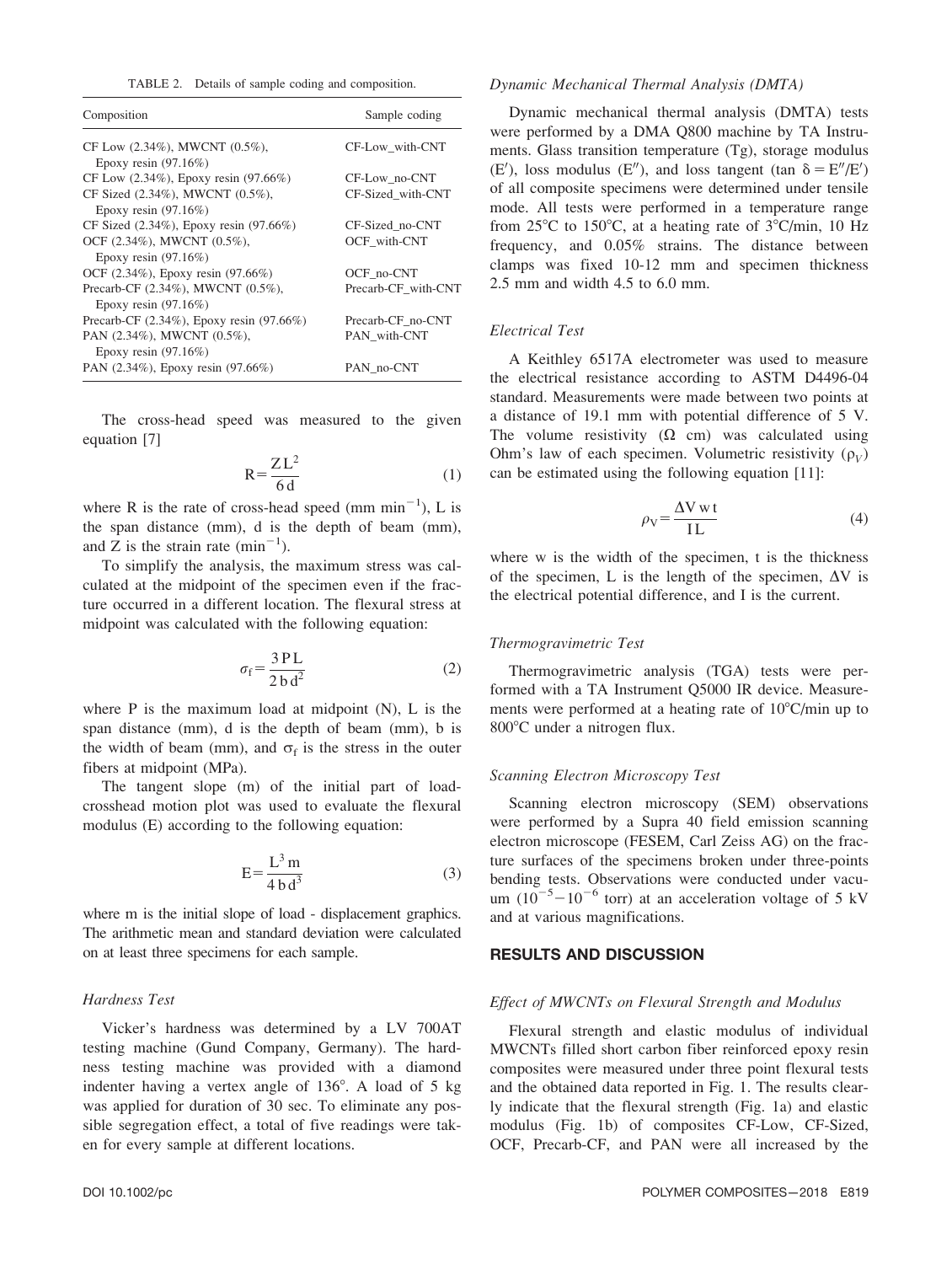TABLE 2. Details of sample coding and composition.

| Composition | Sample coding |
| --- | --- |
| CF Low (2.34%), MWCNT (0.5%), Epoxy resin (97.16%) | CF-Low_with-CNT |
| CF Low (2.34%), Epoxy resin (97.66%) | CF-Low_no-CNT |
| CF Sized (2.34%), MWCNT (0.5%), Epoxy resin (97.16%) | CF-Sized_with-CNT |
| CF Sized (2.34%), Epoxy resin (97.66%) | CF-Sized_no-CNT |
| OCF (2.34%), MWCNT (0.5%), Epoxy resin (97.16%) | OCF_with-CNT |
| OCF (2.34%), Epoxy resin (97.66%) | OCF_no-CNT |
| Precarb-CF (2.34%), MWCNT (0.5%), Epoxy resin (97.16%) | Precarb-CF_with-CNT |
| Precarb-CF (2.34%), Epoxy resin (97.66%) | Precarb-CF_no-CNT |
| PAN (2.34%), MWCNT (0.5%), Epoxy resin (97.16%) | PAN_with-CNT |
| PAN (2.34%), Epoxy resin (97.66%) | PAN_no-CNT |

The cross-head speed was measured to the given equation [7]

$$R = \frac{Z L^2}{6 d} \quad (1)$$

where R is the rate of cross-head speed (mm $min^{-1}$), L is the span distance (mm), d is the depth of beam (mm), and Z is the strain rate ($min^{-1}$).

To simplify the analysis, the maximum stress was calculated at the midpoint of the specimen even if the fracture occurred in a different location. The flexural stress at midpoint was calculated with the following equation:

$$\sigma_f = \frac{3 P L}{2 b d^2} \quad (2)$$

where P is the maximum load at midpoint (N), L is the span distance (mm), d is the depth of beam (mm), b is the width of beam (mm), and $\sigma_f$ is the stress in the outer fibers at midpoint (MPa).

The tangent slope (m) of the initial part of load-crosshead motion plot was used to evaluate the flexural modulus (E) according to the following equation:

$$E = \frac{L^3 m}{4 b d^3} \quad (3)$$

where m is the initial slope of load - displacement graphics. The arithmetic mean and standard deviation were calculated on at least three specimens for each sample.

### *Hardness Test*

Vicker's hardness was determined by a LV 700AT testing machine (Gund Company, Germany). The hardness testing machine was provided with a diamond indenter having a vertex angle of 136°. A load of 5 kg was applied for duration of 30 sec. To eliminate any possible segregation effect, a total of five readings were taken for every sample at different locations.

### *Dynamic Mechanical Thermal Analysis (DMTA)*

Dynamic mechanical thermal analysis (DMTA) tests were performed by a DMA Q800 machine by TA Instruments. Glass transition temperature (Tg), storage modulus (E′), loss modulus (E″), and loss tangent ($\tan \delta = E''/E'$) of all composite specimens were determined under tensile mode. All tests were performed in a temperature range from 25°C to 150°C, at a heating rate of 3°C/min, 10 Hz frequency, and 0.05% strains. The distance between clamps was fixed 10-12 mm and specimen thickness 2.5 mm and width 4.5 to 6.0 mm.

### *Electrical Test*

A Keithley 6517A electrometer was used to measure the electrical resistance according to ASTM D4496-04 standard. Measurements were made between two points at a distance of 19.1 mm with potential difference of 5 V. The volume resistivity (Ω cm) was calculated using Ohm's law of each specimen. Volumetric resistivity ($\rho_V$) can be estimated using the following equation [11]:

$$\rho_V = \frac{\Delta V w t}{I L} \quad (4)$$

where w is the width of the specimen, t is the thickness of the specimen, L is the length of the specimen, $\Delta V$ is the electrical potential difference, and I is the current.

### *Thermogravimetric Test*

Thermogravimetric analysis (TGA) tests were performed with a TA Instrument Q5000 IR device. Measurements were performed at a heating rate of 10°C/min up to 800°C under a nitrogen flux.

### *Scanning Electron Microscopy Test*

Scanning electron microscopy (SEM) observations were performed by a Supra 40 field emission scanning electron microscope (FESEM, Carl Zeiss AG) on the fracture surfaces of the specimens broken under three-points bending tests. Observations were conducted under vacuum ($10^{-5}-10^{-6}$ torr) at an acceleration voltage of 5 kV and at various magnifications.

## RESULTS AND DISCUSSION

### *Effect of MWCNTs on Flexural Strength and Modulus*

Flexural strength and elastic modulus of individual MWCNTs filled short carbon fiber reinforced epoxy resin composites were measured under three point flexural tests and the obtained data reported in Fig. 1. The results clearly indicate that the flexural strength (Fig. 1a) and elastic modulus (Fig. 1b) of composites CF-Low, CF-Sized, OCF, Precarb-CF, and PAN were all increased by the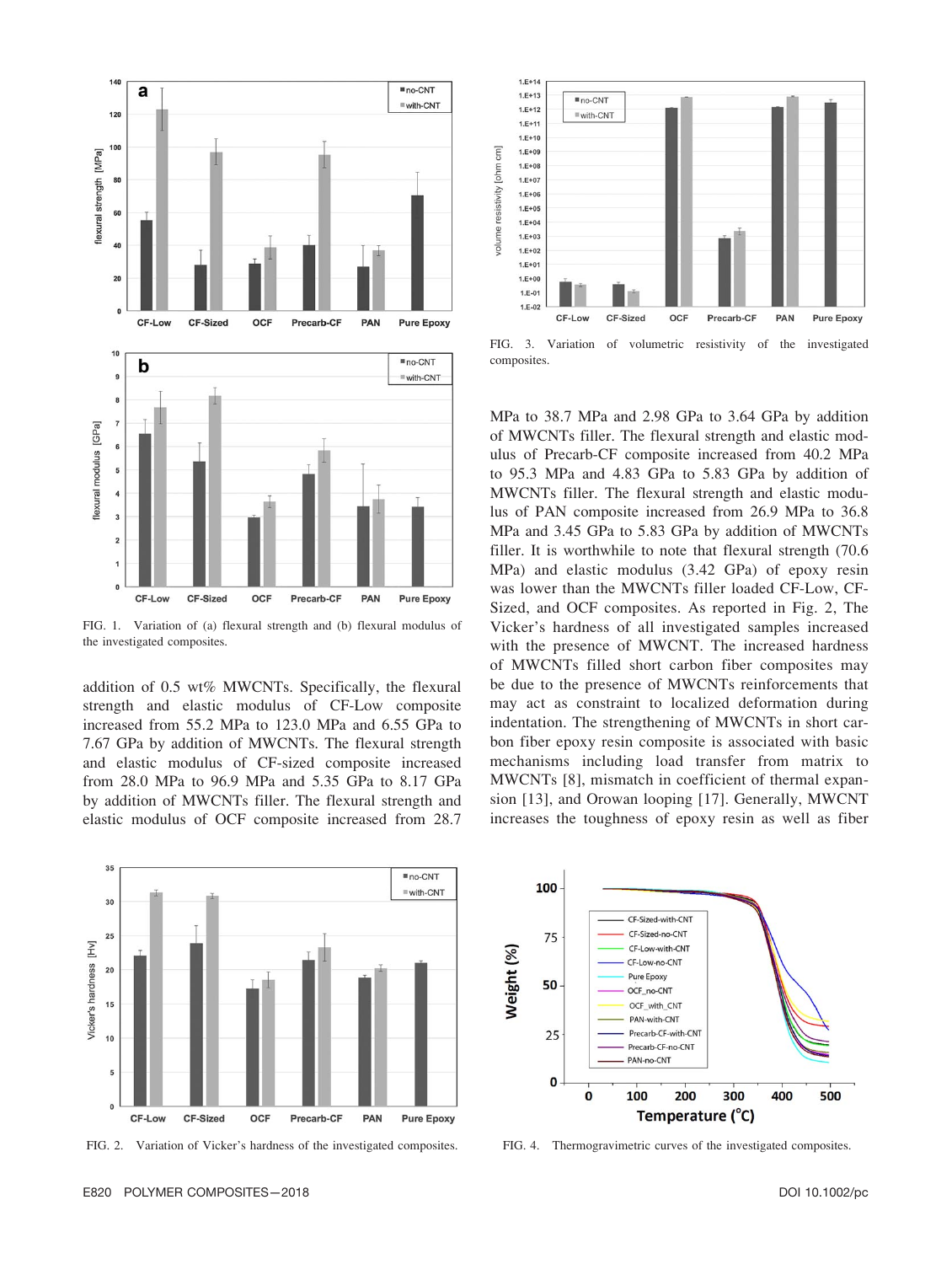FIG. 1. Variation of (a) flexural strength and (b) flexural modulus of the investigated composites.

addition of 0.5 wt% MWCNTs. Specifically, the flexural strength and elastic modulus of CF-Low composite increased from 55.2 MPa to 123.0 MPa and 6.55 GPa to 7.67 GPa by addition of MWCNTs. The flexural strength and elastic modulus of CF-sized composite increased from 28.0 MPa to 96.9 MPa and 5.35 GPa to 8.17 GPa by addition of MWCNTs filler. The flexural strength and elastic modulus of OCF composite increased from 28.7 MPa to 38.7 MPa and 2.98 GPa to 3.64 GPa by addition of MWCNTs filler. The flexural strength and elastic modulus of Precarb-CF composite increased from 40.2 MPa to 95.3 MPa and 4.83 GPa to 5.83 GPa by addition of MWCNTs filler. The flexural strength and elastic modulus of PAN composite increased from 26.9 MPa to 36.8 MPa and 3.45 GPa to 5.83 GPa by addition of MWCNTs filler. It is worthwhile to note that flexural strength (70.6 MPa) and elastic modulus (3.42 GPa) of epoxy resin was lower than the MWCNTs filler loaded CF-Low, CF-Sized, and OCF composites. As reported in Fig. 2, The Vicker's hardness of all investigated samples increased with the presence of MWCNT. The increased hardness of MWCNTs filled short carbon fiber composites may be due to the presence of MWCNTs reinforcements that may act as constraint to localized deformation during indentation. The strengthening of MWCNTs in short carbon fiber epoxy resin composite is associated with basic mechanisms including load transfer from matrix to MWCNTs [8], mismatch in coefficient of thermal expansion [13], and Orowan looping [17]. Generally, MWCNT increases the toughness of epoxy resin as well as fiber

FIG. 2. Variation of Vicker's hardness of the investigated composites.

FIG. 3. Variation of volumetric resistivity of the investigated composites.

FIG. 4. Thermogravimetric curves of the investigated composites.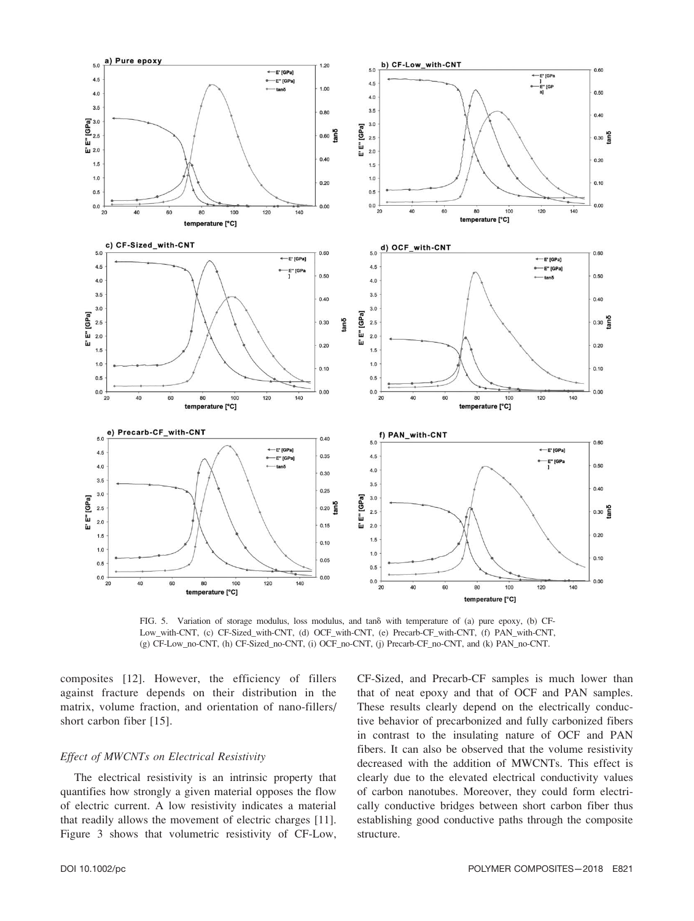FIG. 5. Variation of storage modulus, loss modulus, and tanδ with temperature of (a) pure epoxy, (b) CF-Low_with-CNT, (c) CF-Sized_with-CNT, (d) OCF_with-CNT, (e) Precarb-CF_with-CNT, (f) PAN_with-CNT, (g) CF-Low_no-CNT, (h) CF-Sized_no-CNT, (i) OCF_no-CNT, (j) Precarb-CF_no-CNT, and (k) PAN_no-CNT.

composites [12]. However, the efficiency of fillers against fracture depends on their distribution in the matrix, volume fraction, and orientation of nano-fillers/short carbon fiber [15].

### *Effect of MWCNTs on Electrical Resistivity*

The electrical resistivity is an intrinsic property that quantifies how strongly a given material opposes the flow of electric current. A low resistivity indicates a material that readily allows the movement of electric charges [11]. Figure 3 shows that volumetric resistivity of CF-Low, CF-Sized, and Precarb-CF samples is much lower than that of neat epoxy and that of OCF and PAN samples. These results clearly depend on the electrically conductive behavior of precarbonized and fully carbonized fibers in contrast to the insulating nature of OCF and PAN fibers. It can also be observed that the volume resistivity decreased with the addition of MWCNTs. This effect is clearly due to the elevated electrical conductivity values of carbon nanotubes. Moreover, they could form electrically conductive bridges between short carbon fiber thus establishing good conductive paths through the composite structure.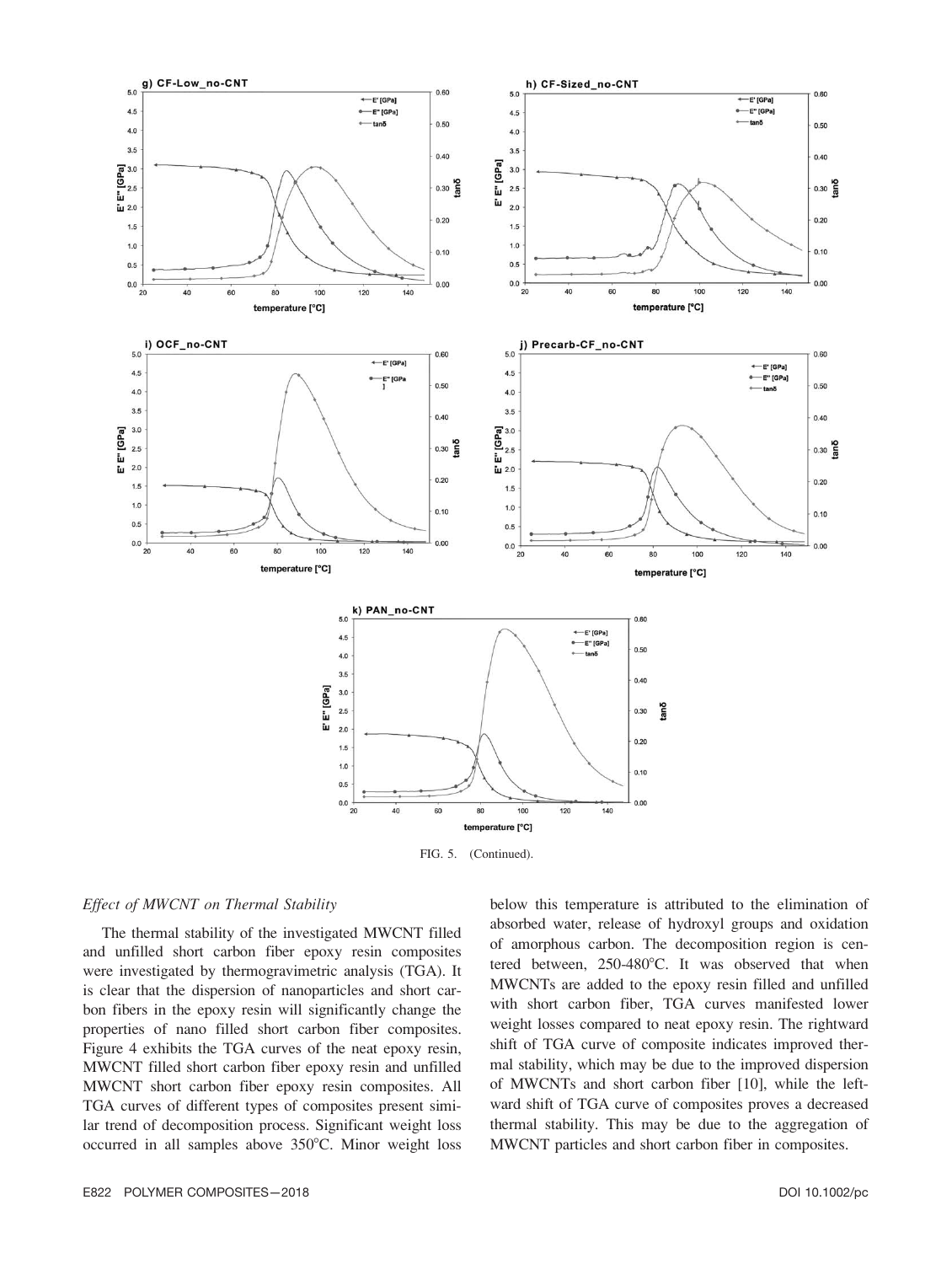FIG. 5. (Continued).

### *Effect of MWCNT on Thermal Stability*

The thermal stability of the investigated MWCNT filled and unfilled short carbon fiber epoxy resin composites were investigated by thermogravimetric analysis (TGA). It is clear that the dispersion of nanoparticles and short carbon fibers in the epoxy resin will significantly change the properties of nano filled short carbon fiber composites. Figure 4 exhibits the TGA curves of the neat epoxy resin, MWCNT filled short carbon fiber epoxy resin and unfilled MWCNT short carbon fiber epoxy resin composites. All TGA curves of different types of composites present similar trend of decomposition process. Significant weight loss occurred in all samples above 350°C. Minor weight loss below this temperature is attributed to the elimination of absorbed water, release of hydroxyl groups and oxidation of amorphous carbon. The decomposition region is centered between, 250-480°C. It was observed that when MWCNTs are added to the epoxy resin filled and unfilled with short carbon fiber, TGA curves manifested lower weight losses compared to neat epoxy resin. The rightward shift of TGA curve of composite indicates improved thermal stability, which may be due to the improved dispersion of MWCNTs and short carbon fiber [10], while the leftward shift of TGA curve of composites proves a decreased thermal stability. This may be due to the aggregation of MWCNT particles and short carbon fiber in composites.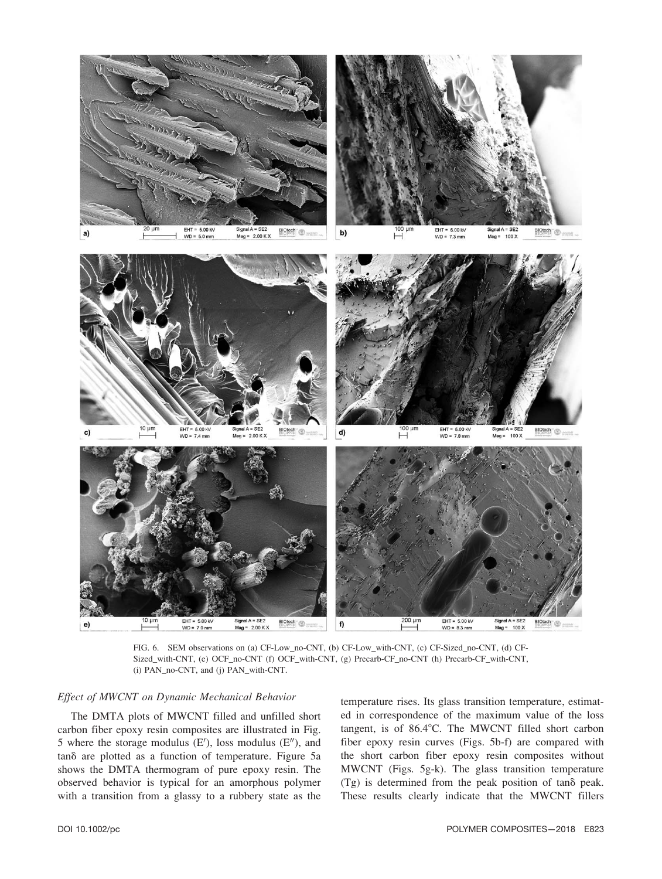FIG. 6. SEM observations on (a) CF-Low_no-CNT, (b) CF-Low_with-CNT, (c) CF-Sized_no-CNT, (d) CF-Sized_with-CNT, (e) OCF_no-CNT (f) OCF_with-CNT, (g) Precarb-CF_no-CNT (h) Precarb-CF_with-CNT, (i) PAN_no-CNT, and (j) PAN_with-CNT.

### *Effect of MWCNT on Dynamic Mechanical Behavior*

The DMTA plots of MWCNT filled and unfilled short carbon fiber epoxy resin composites are illustrated in Fig. 5 where the storage modulus (E′), loss modulus (E″), and tanδ are plotted as a function of temperature. Figure 5a shows the DMTA thermogram of pure epoxy resin. The observed behavior is typical for an amorphous polymer with a transition from a glassy to a rubbery state as the temperature rises. Its glass transition temperature, estimated in correspondence of the maximum value of the loss tangent, is of 86.4°C. The MWCNT filled short carbon fiber epoxy resin curves (Figs. 5b-f) are compared with the short carbon fiber epoxy resin composites without MWCNT (Figs. 5g-k). The glass transition temperature (Tg) is determined from the peak position of tanδ peak. These results clearly indicate that the MWCNT fillers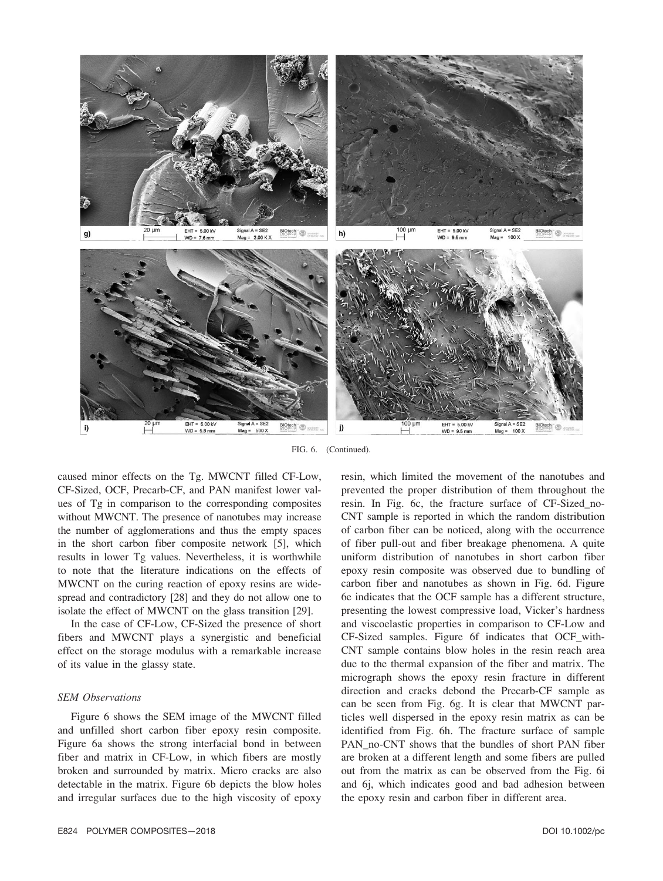FIG. 6. (Continued).

caused minor effects on the Tg. MWCNT filled CF-Low, CF-Sized, OCF, Precarb-CF, and PAN manifest lower values of Tg in comparison to the corresponding composites without MWCNT. The presence of nanotubes may increase the number of agglomerations and thus the empty spaces in the short carbon fiber composite network [5], which results in lower Tg values. Nevertheless, it is worthwhile to note that the literature indications on the effects of MWCNT on the curing reaction of epoxy resins are widespread and contradictory [28] and they do not allow one to isolate the effect of MWCNT on the glass transition [29].

In the case of CF-Low, CF-Sized the presence of short fibers and MWCNT plays a synergistic and beneficial effect on the storage modulus with a remarkable increase of its value in the glassy state.

### SEM Observations

Figure 6 shows the SEM image of the MWCNT filled and unfilled short carbon fiber epoxy resin composite. Figure 6a shows the strong interfacial bond in between fiber and matrix in CF-Low, in which fibers are mostly broken and surrounded by matrix. Micro cracks are also detectable in the matrix. Figure 6b depicts the blow holes and irregular surfaces due to the high viscosity of epoxy resin, which limited the movement of the nanotubes and prevented the proper distribution of them throughout the resin. In Fig. 6c, the fracture surface of CF-Sized_no-CNT sample is reported in which the random distribution of carbon fiber can be noticed, along with the occurrence of fiber pull-out and fiber breakage phenomena. A quite uniform distribution of nanotubes in short carbon fiber epoxy resin composite was observed due to bundling of carbon fiber and nanotubes as shown in Fig. 6d. Figure 6e indicates that the OCF sample has a different structure, presenting the lowest compressive load, Vicker's hardness and viscoelastic properties in comparison to CF-Low and CF-Sized samples. Figure 6f indicates that OCF_with-CNT sample contains blow holes in the resin reach area due to the thermal expansion of the fiber and matrix. The micrograph shows the epoxy resin fracture in different direction and cracks debond the Precarb-CF sample as can be seen from Fig. 6g. It is clear that MWCNT particles well dispersed in the epoxy resin matrix as can be identified from Fig. 6h. The fracture surface of sample PAN_no-CNT shows that the bundles of short PAN fiber are broken at a different length and some fibers are pulled out from the matrix as can be observed from the Fig. 6i and 6j, which indicates good and bad adhesion between the epoxy resin and carbon fiber in different area.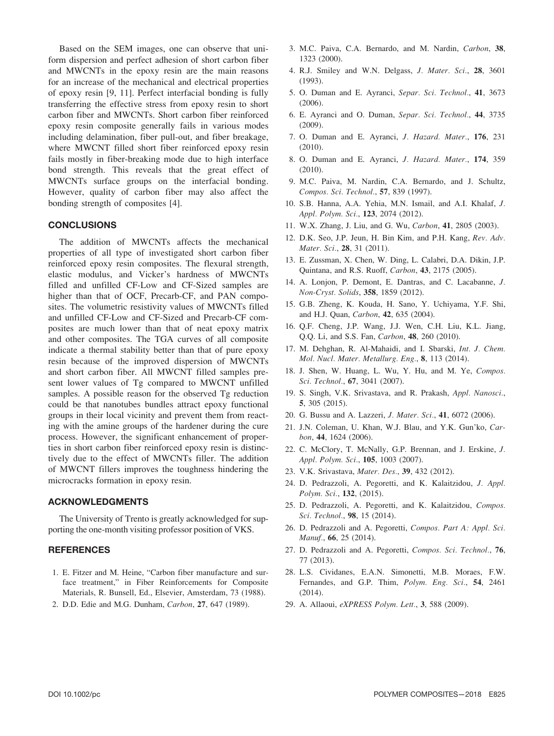Based on the SEM images, one can observe that uniform dispersion and perfect adhesion of short carbon fiber and MWCNTs in the epoxy resin are the main reasons for an increase of the mechanical and electrical properties of epoxy resin [9, 11]. Perfect interfacial bonding is fully transferring the effective stress from epoxy resin to short carbon fiber and MWCNTs. Short carbon fiber reinforced epoxy resin composite generally fails in various modes including delamination, fiber pull-out, and fiber breakage, where MWCNT filled short fiber reinforced epoxy resin fails mostly in fiber-breaking mode due to high interface bond strength. This reveals that the great effect of MWCNTs surface groups on the interfacial bonding. However, quality of carbon fiber may also affect the bonding strength of composites [4].

## CONCLUSIONS

The addition of MWCNTs affects the mechanical properties of all type of investigated short carbon fiber reinforced epoxy resin composites. The flexural strength, elastic modulus, and Vicker's hardness of MWCNTs filled and unfilled CF-Low and CF-Sized samples are higher than that of OCF, Precarb-CF, and PAN composites. The volumetric resistivity values of MWCNTs filled and unfilled CF-Low and CF-Sized and Precarb-CF composites are much lower than that of neat epoxy matrix and other composites. The TGA curves of all composite indicate a thermal stability better than that of pure epoxy resin because of the improved dispersion of MWCNTs and short carbon fiber. All MWCNT filled samples present lower values of Tg compared to MWCNT unfilled samples. A possible reason for the observed Tg reduction could be that nanotubes bundles attract epoxy functional groups in their local vicinity and prevent them from reacting with the amine groups of the hardener during the cure process. However, the significant enhancement of properties in short carbon fiber reinforced epoxy resin is distinctively due to the effect of MWCNTs filler. The addition of MWCNT fillers improves the toughness hindering the microcracks formation in epoxy resin.

## ACKNOWLEDGMENTS

The University of Trento is greatly acknowledged for supporting the one-month visiting professor position of VKS.

## REFERENCES

1. E. Fitzer and M. Heine, "Carbon fiber manufacture and surface treatment," in Fiber Reinforcements for Composite Materials, R. Bunsell, Ed., Elsevier, Amsterdam, 73 (1988).
2. D.D. Edie and M.G. Dunham, *Carbon*, **27**, 647 (1989).
3. M.C. Paiva, C.A. Bernardo, and M. Nardin, *Carbon*, **38**, 1323 (2000).
4. R.J. Smiley and W.N. Delgass, *J. Mater. Sci.*, **28**, 3601 (1993).
5. O. Duman and E. Ayranci, *Separ. Sci. Technol.*, **41**, 3673 (2006).
6. E. Ayranci and O. Duman, *Separ. Sci. Technol.*, **44**, 3735 (2009).
7. O. Duman and E. Ayranci, *J. Hazard. Mater.*, **176**, 231 (2010).
8. O. Duman and E. Ayranci, *J. Hazard. Mater.*, **174**, 359 (2010).
9. M.C. Paiva, M. Nardin, C.A. Bernardo, and J. Schultz, *Compos. Sci. Technol.*, **57**, 839 (1997).
10. S.B. Hanna, A.A. Yehia, M.N. Ismail, and A.I. Khalaf, *J. Appl. Polym. Sci.*, **123**, 2074 (2012).
11. W.X. Zhang, J. Liu, and G. Wu, *Carbon*, **41**, 2805 (2003).
12. D.K. Seo, J.P. Jeun, H. Bin Kim, and P.H. Kang, *Rev. Adv. Mater. Sci.*, **28**, 31 (2011).
13. E. Zussman, X. Chen, W. Ding, L. Calabri, D.A. Dikin, J.P. Quintana, and R.S. Ruoff, *Carbon*, **43**, 2175 (2005).
14. A. Lonjon, P. Demont, E. Dantras, and C. Lacabanne, *J. Non-Cryst. Solids*, **358**, 1859 (2012).
15. G.B. Zheng, K. Kouda, H. Sano, Y. Uchiyama, Y.F. Shi, and H.J. Quan, *Carbon*, **42**, 635 (2004).
16. Q.F. Cheng, J.P. Wang, J.J. Wen, C.H. Liu, K.L. Jiang, Q.Q. Li, and S.S. Fan, *Carbon*, **48**, 260 (2010).
17. M. Dehghan, R. Al-Mahaidi, and I. Sbarski, *Int. J. Chem. Mol. Nucl. Mater. Metallurg. Eng.*, **8**, 113 (2014).
18. J. Shen, W. Huang, L. Wu, Y. Hu, and M. Ye, *Compos. Sci. Technol.*, **67**, 3041 (2007).
19. S. Singh, V.K. Srivastava, and R. Prakash, *Appl. Nanosci.*, **5**, 305 (2015).
20. G. Bussu and A. Lazzeri, *J. Mater. Sci.*, **41**, 6072 (2006).
21. J.N. Coleman, U. Khan, W.J. Blau, and Y.K. Gun'ko, *Carbon*, **44**, 1624 (2006).
22. C. McClory, T. McNally, G.P. Brennan, and J. Erskine, *J. Appl. Polym. Sci.*, **105**, 1003 (2007).
23. V.K. Srivastava, *Mater. Des.*, **39**, 432 (2012).
24. D. Pedrazzoli, A. Pegoretti, and K. Kalaitzidou, *J. Appl. Polym. Sci.*, **132**, (2015).
25. D. Pedrazzoli, A. Pegoretti, and K. Kalaitzidou, *Compos. Sci. Technol.*, **98**, 15 (2014).
26. D. Pedrazzoli and A. Pegoretti, *Compos. Part A: Appl. Sci. Manuf.*, **66**, 25 (2014).
27. D. Pedrazzoli and A. Pegoretti, *Compos. Sci. Technol.*, **76**, 77 (2013).
28. L.S. Cividanes, E.A.N. Simonetti, M.B. Moraes, F.W. Fernandes, and G.P. Thim, *Polym. Eng. Sci.*, **54**, 2461 (2014).
29. A. Allaoui, *eXPRESS Polym. Lett.*, **3**, 588 (2009).